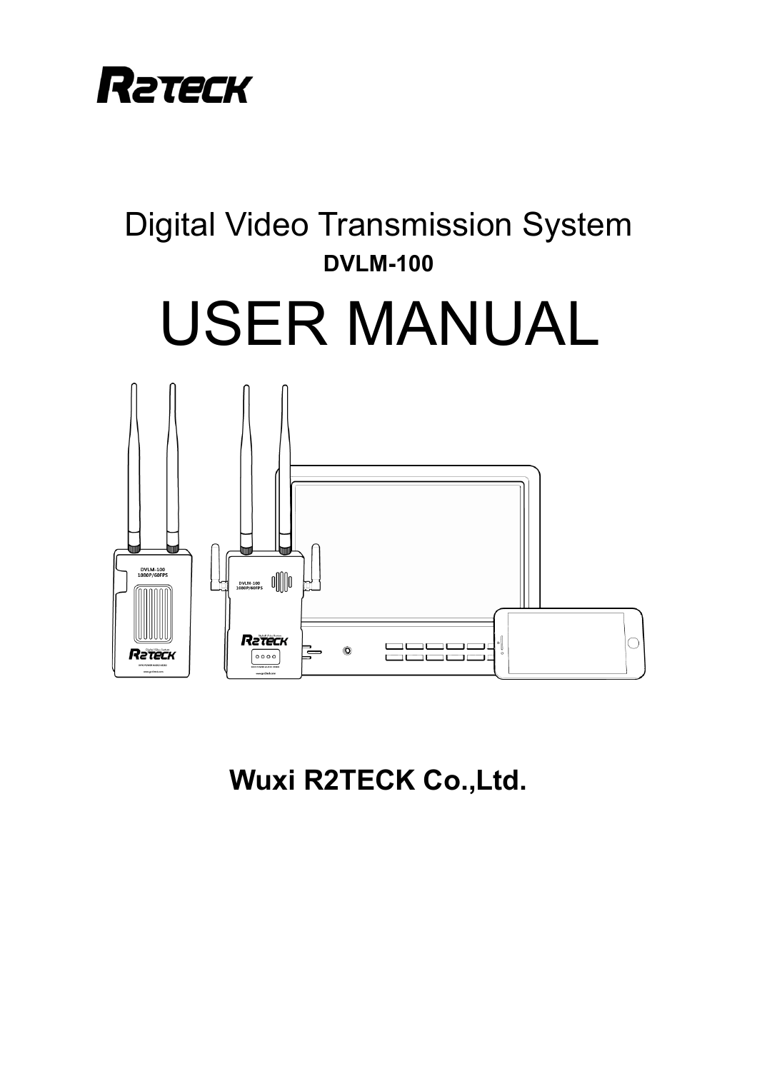R2TECK

# Digital Video Transmission System

**DVLM-100**

# USER MANUAL

**Wuxi R2TECK Co.,Ltd.**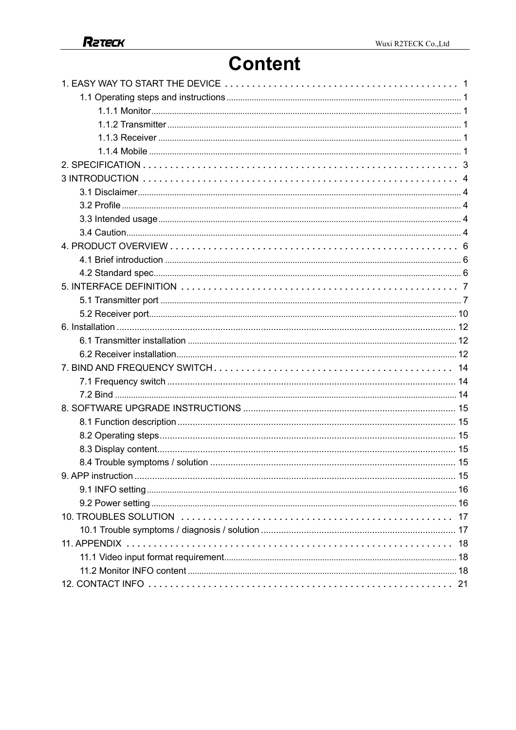# Content

1. EASY WAY TO START THE DEVICE ..... 1
    - 1.1 Operating steps and instructions ..... 1
        - 1.1.1 Monitor ..... 1
        - 1.1.2 Transmitter ..... 1
        - 1.1.3 Receiver ..... 1
        - 1.1.4 Mobile ..... 1
2. SPECIFICATION ..... 3
3 INTRODUCTION ..... 4
    - 3.1 Disclaimer ..... 4
    - 3.2 Profile ..... 4
    - 3.3 Intended usage ..... 4
    - 3.4 Caution ..... 4
4. PRODUCT OVERVIEW ..... 6
    - 4.1 Brief introduction ..... 6
    - 4.2 Standard spec ..... 6
5. INTERFACE DEFINITION ..... 7
    - 5.1 Transmitter port ..... 7
    - 5.2 Receiver port ..... 10
6. Installation ..... 12
    - 6.1 Transmitter installation ..... 12
    - 6.2 Receiver installation ..... 12
7. BIND AND FREQUENCY SWITCH ..... 14
    - 7.1 Frequency switch ..... 14
    - 7.2 Bind ..... 14
8. SOFTWARE UPGRADE INSTRUCTIONS ..... 15
    - 8.1 Function description ..... 15
    - 8.2 Operating steps ..... 15
    - 8.3 Display content ..... 15
    - 8.4 Trouble symptoms / solution ..... 15
9. APP instruction ..... 15
    - 9.1 INFO setting ..... 16
    - 9.2 Power setting ..... 16
10. TROUBLES SOLUTION ..... 17
    - 10.1 Trouble symptoms / diagnosis / solution ..... 17
11. APPENDIX ..... 18
    - 11.1 Video input format requirement ..... 18
    - 11.2 Monitor INFO content ..... 18
12. CONTACT INFO ..... 21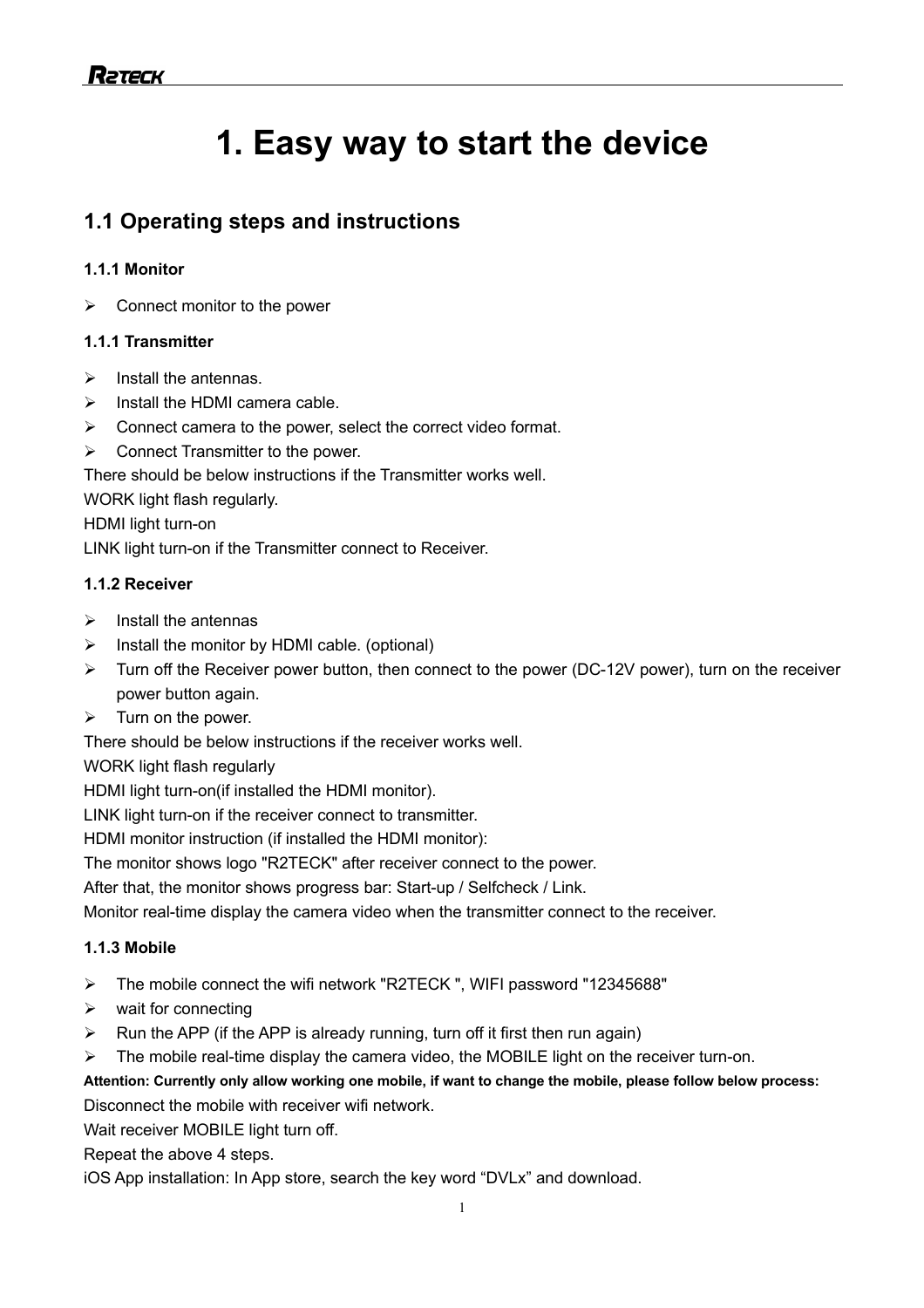# 1. Easy way to start the device

## 1.1 Operating steps and instructions

### 1.1.1 Monitor

- Connect monitor to the power

### 1.1.1 Transmitter

- Install the antennas.
- Install the HDMI camera cable.
- Connect camera to the power, select the correct video format.
- Connect Transmitter to the power.

There should be below instructions if the Transmitter works well.

WORK light flash regularly.

HDMI light turn-on

LINK light turn-on if the Transmitter connect to Receiver.

### 1.1.2 Receiver

- Install the antennas
- Install the monitor by HDMI cable. (optional)
- Turn off the Receiver power button, then connect to the power (DC-12V power), turn on the receiver power button again.
- Turn on the power.

There should be below instructions if the receiver works well.

WORK light flash regularly

HDMI light turn-on(if installed the HDMI monitor).

LINK light turn-on if the receiver connect to transmitter.

HDMI monitor instruction (if installed the HDMI monitor):

The monitor shows logo "R2TECK" after receiver connect to the power.

After that, the monitor shows progress bar: Start-up / Selfcheck / Link.

Monitor real-time display the camera video when the transmitter connect to the receiver.

### 1.1.3 Mobile

- The mobile connect the wifi network "R2TECK ", WIFI password "12345688"
- wait for connecting
- Run the APP (if the APP is already running, turn off it first then run again)
- The mobile real-time display the camera video, the MOBILE light on the receiver turn-on.

**Attention: Currently only allow working one mobile, if want to change the mobile, please follow below process:**

Disconnect the mobile with receiver wifi network.

Wait receiver MOBILE light turn off.

Repeat the above 4 steps.

iOS App installation: In App store, search the key word “DVLx” and download.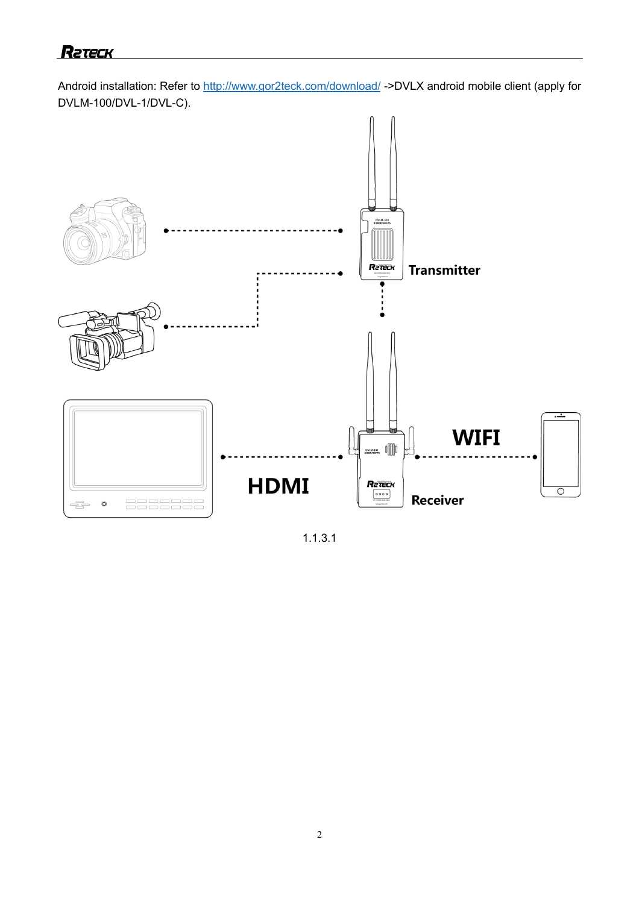Android installation: Refer to http://www.gor2teck.com/download/ ->DVLX android mobile client (apply for DVLM-100/DVL-1/DVL-C).

Transmitter

HDMI

WIFI

Receiver

1.1.3.1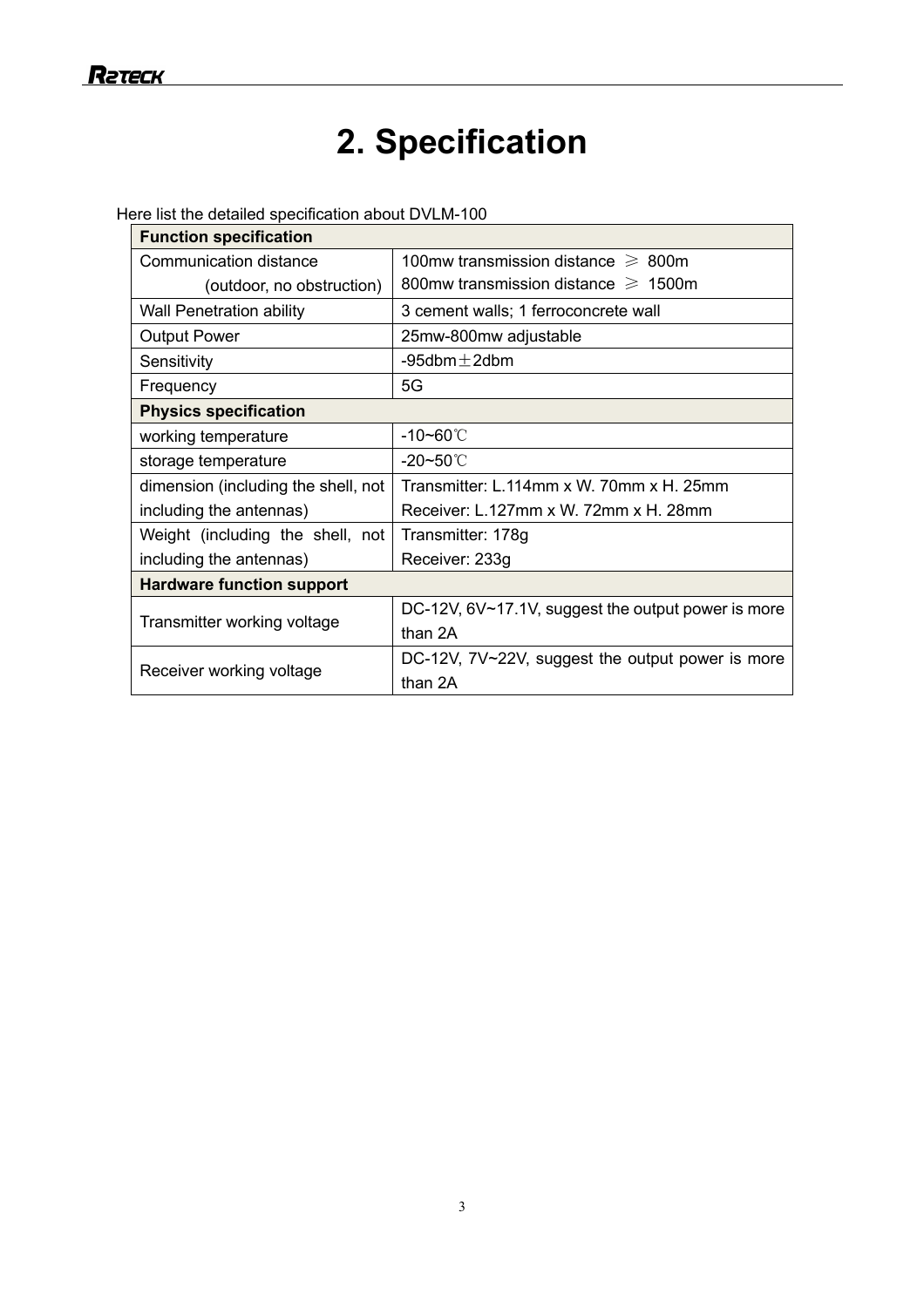# 2. Specification

Here list the detailed specification about DVLM-100

| Function specification | |
|---|---|
| Communication distance (outdoor, no obstruction) | 100mw transmission distance ≥ 800m<br>800mw transmission distance ≥ 1500m |
| Wall Penetration ability | 3 cement walls; 1 ferroconcrete wall |
| Output Power | 25mw-800mw adjustable |
| Sensitivity | -95dbm±2dbm |
| Frequency | 5G |
| **Physics specification** | |
| working temperature | -10~60℃ |
| storage temperature | -20~50℃ |
| dimension (including the shell, not including the antennas) | Transmitter: L.114mm x W. 70mm x H. 25mm<br>Receiver: L.127mm x W. 72mm x H. 28mm |
| Weight (including the shell, not including the antennas) | Transmitter: 178g<br>Receiver: 233g |
| **Hardware function support** | |
| Transmitter working voltage | DC-12V, 6V~17.1V, suggest the output power is more than 2A |
| Receiver working voltage | DC-12V, 7V~22V, suggest the output power is more than 2A |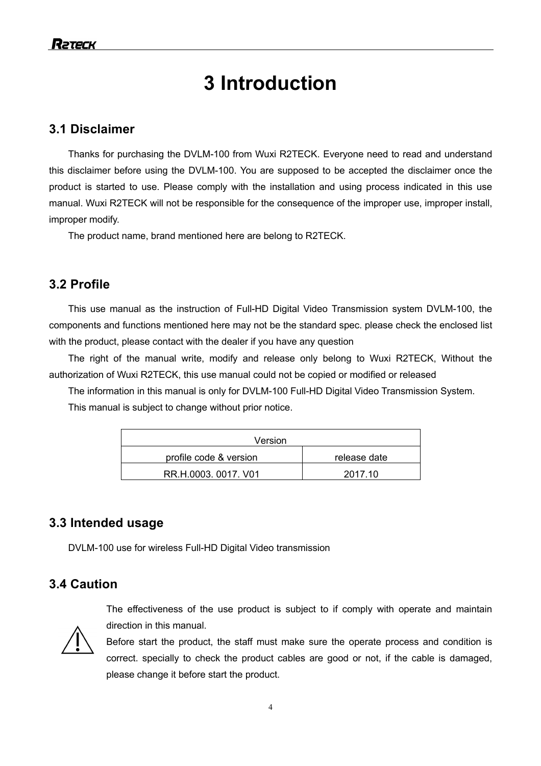# 3 Introduction

## 3.1 Disclaimer

Thanks for purchasing the DVLM-100 from Wuxi R2TECK. Everyone need to read and understand this disclaimer before using the DVLM-100. You are supposed to be accepted the disclaimer once the product is started to use. Please comply with the installation and using process indicated in this use manual. Wuxi R2TECK will not be responsible for the consequence of the improper use, improper install, improper modify.

The product name, brand mentioned here are belong to R2TECK.

## 3.2 Profile

This use manual as the instruction of Full-HD Digital Video Transmission system DVLM-100, the components and functions mentioned here may not be the standard spec. please check the enclosed list with the product, please contact with the dealer if you have any question

The right of the manual write, modify and release only belong to Wuxi R2TECK, Without the authorization of Wuxi R2TECK, this use manual could not be copied or modified or released

The information in this manual is only for DVLM-100 Full-HD Digital Video Transmission System.

This manual is subject to change without prior notice.

| Version | |
|---|---|
| profile code & version | release date |
| RR.H.0003. 0017. V01 | 2017.10 |

## 3.3 Intended usage

DVLM-100 use for wireless Full-HD Digital Video transmission

## 3.4 Caution

⚠ The effectiveness of the use product is subject to if comply with operate and maintain direction in this manual.

Before start the product, the staff must make sure the operate process and condition is correct. specially to check the product cables are good or not, if the cable is damaged, please change it before start the product.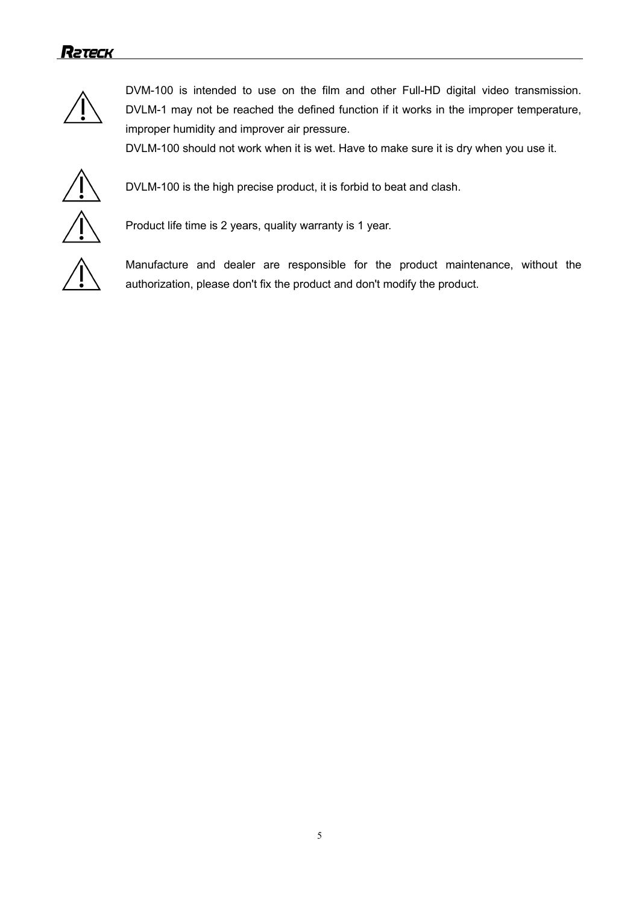⚠ DVM-100 is intended to use on the film and other Full-HD digital video transmission. DVLM-1 may not be reached the defined function if it works in the improper temperature, improper humidity and improver air pressure.

DVLM-100 should not work when it is wet. Have to make sure it is dry when you use it.

⚠ DVLM-100 is the high precise product, it is forbid to beat and clash.

⚠ Product life time is 2 years, quality warranty is 1 year.

⚠ Manufacture and dealer are responsible for the product maintenance, without the authorization, please don't fix the product and don't modify the product.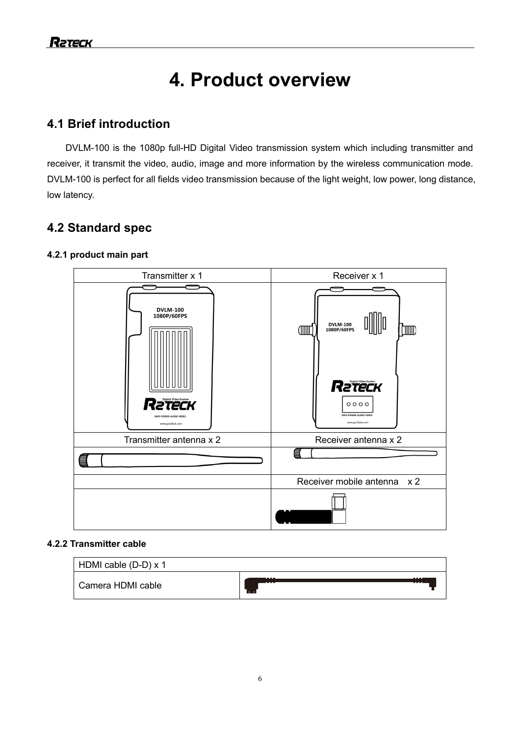# 4. Product overview

## 4.1 Brief introduction

DVLM-100 is the 1080p full-HD Digital Video transmission system which including transmitter and receiver, it transmit the video, audio, image and more information by the wireless communication mode. DVLM-100 is perfect for all fields video transmission because of the light weight, low power, long distance, low latency.

## 4.2 Standard spec

### 4.2.1 product main part

| Transmitter x 1 | Receiver x 1 |
|---|---|
| | |
| Transmitter antenna x 2 | Receiver antenna x 2 |
| | |
| | Receiver mobile antenna x 2 |
| | |

### 4.2.2 Transmitter cable

| HDMI cable (D-D) x 1 | |
|---|---|
| Camera HDMI cable | |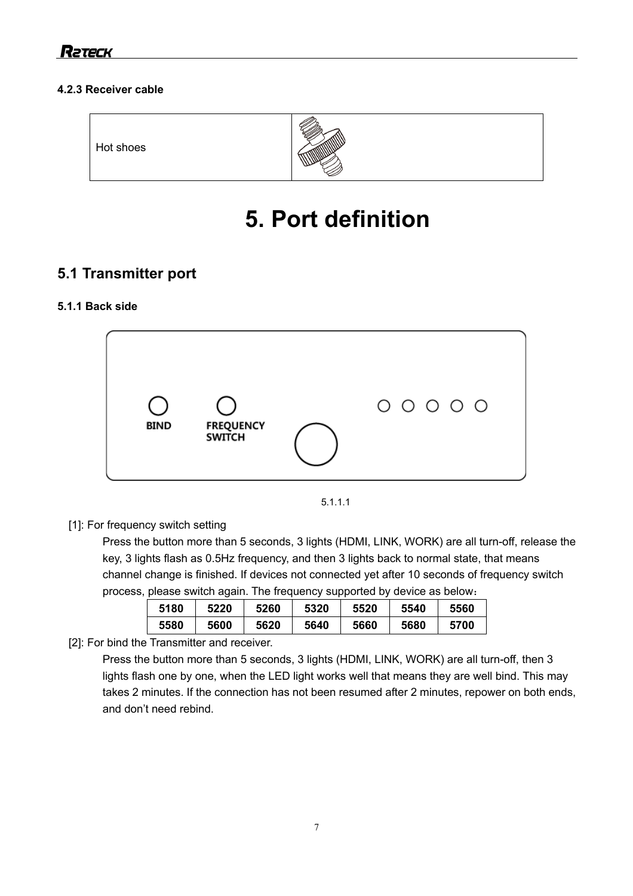#### 4.2.3 Receiver cable

| Hot shoes | |
|---|---|

# 5. Port definition

## 5.1 Transmitter port

### 5.1.1 Back side

BIND

FREQUENCY SWITCH

5.1.1.1

[1]: For frequency switch setting

Press the button more than 5 seconds, 3 lights (HDMI, LINK, WORK) are all turn-off, release the key, 3 lights flash as 0.5Hz frequency, and then 3 lights back to normal state, that means channel change is finished. If devices not connected yet after 10 seconds of frequency switch process, please switch again. The frequency supported by device as below：

| 5180 | 5220 | 5260 | 5320 | 5520 | 5540 | 5560 |
|---|---|---|---|---|---|---|
| 5580 | 5600 | 5620 | 5640 | 5660 | 5680 | 5700 |

[2]: For bind the Transmitter and receiver.

Press the button more than 5 seconds, 3 lights (HDMI, LINK, WORK) are all turn-off, then 3 lights flash one by one, when the LED light works well that means they are well bind. This may takes 2 minutes. If the connection has not been resumed after 2 minutes, repower on both ends, and don't need rebind.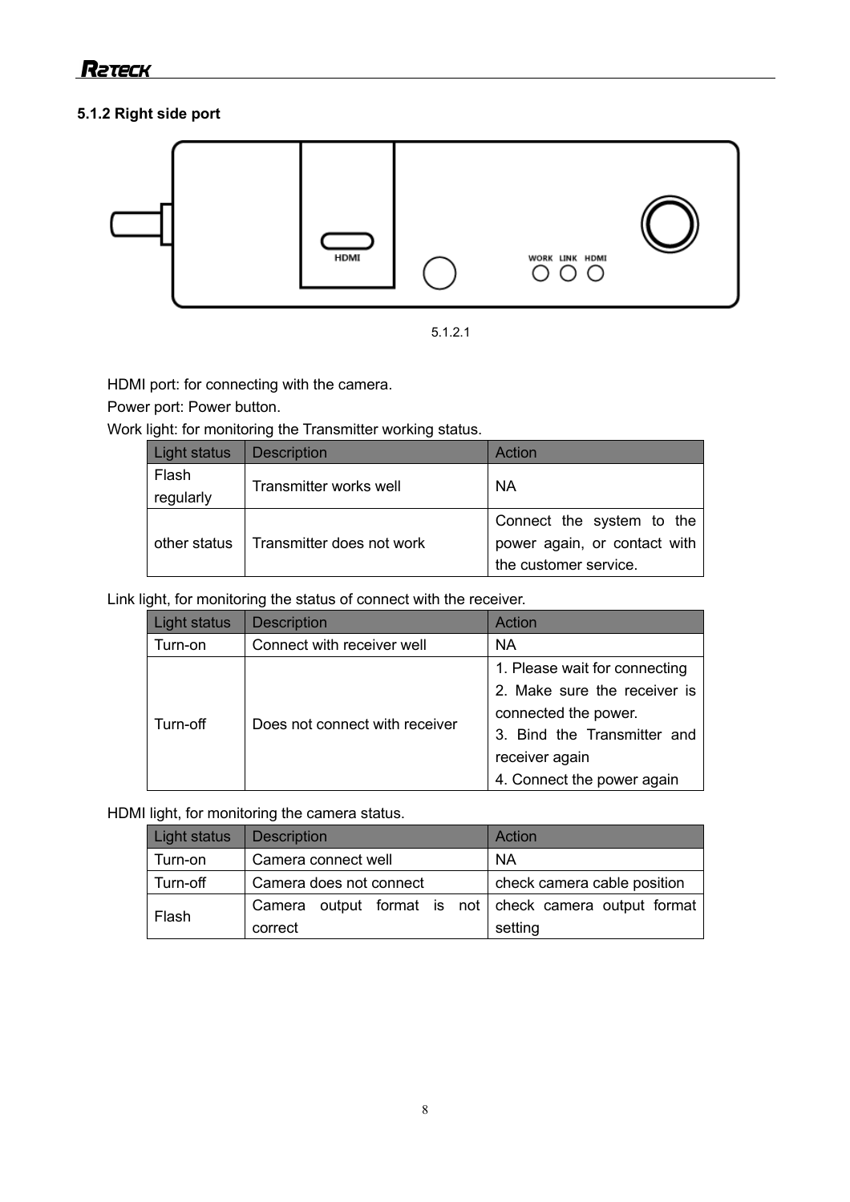### 5.1.2 Right side port

5.1.2.1

HDMI port: for connecting with the camera.

Power port: Power button.

Work light: for monitoring the Transmitter working status.

| Light status | Description | Action |
|---|---|---|
| Flash regularly | Transmitter works well | NA |
| other status | Transmitter does not work | Connect the system to the power again, or contact with the customer service. |

Link light, for monitoring the status of connect with the receiver.

| Light status | Description | Action |
|---|---|---|
| Turn-on | Connect with receiver well | NA |
| Turn-off | Does not connect with receiver | 1. Please wait for connecting<br>2. Make sure the receiver is connected the power.<br>3. Bind the Transmitter and receiver again<br>4. Connect the power again |

HDMI light, for monitoring the camera status.

| Light status | Description | Action |
|---|---|---|
| Turn-on | Camera connect well | NA |
| Turn-off | Camera does not connect | check camera cable position |
| Flash | Camera output format is not correct | check camera output format setting |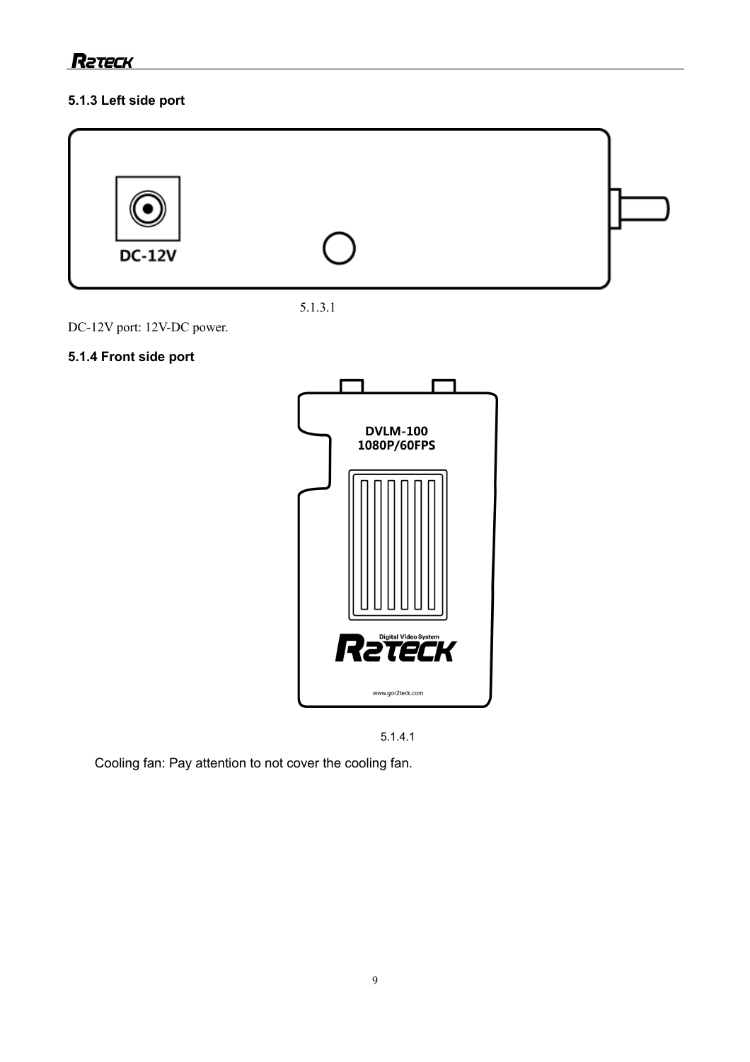### 5.1.3 Left side port

5.1.3.1

DC-12V port: 12V-DC power.

### 5.1.4 Front side port

5.1.4.1

Cooling fan: Pay attention to not cover the cooling fan.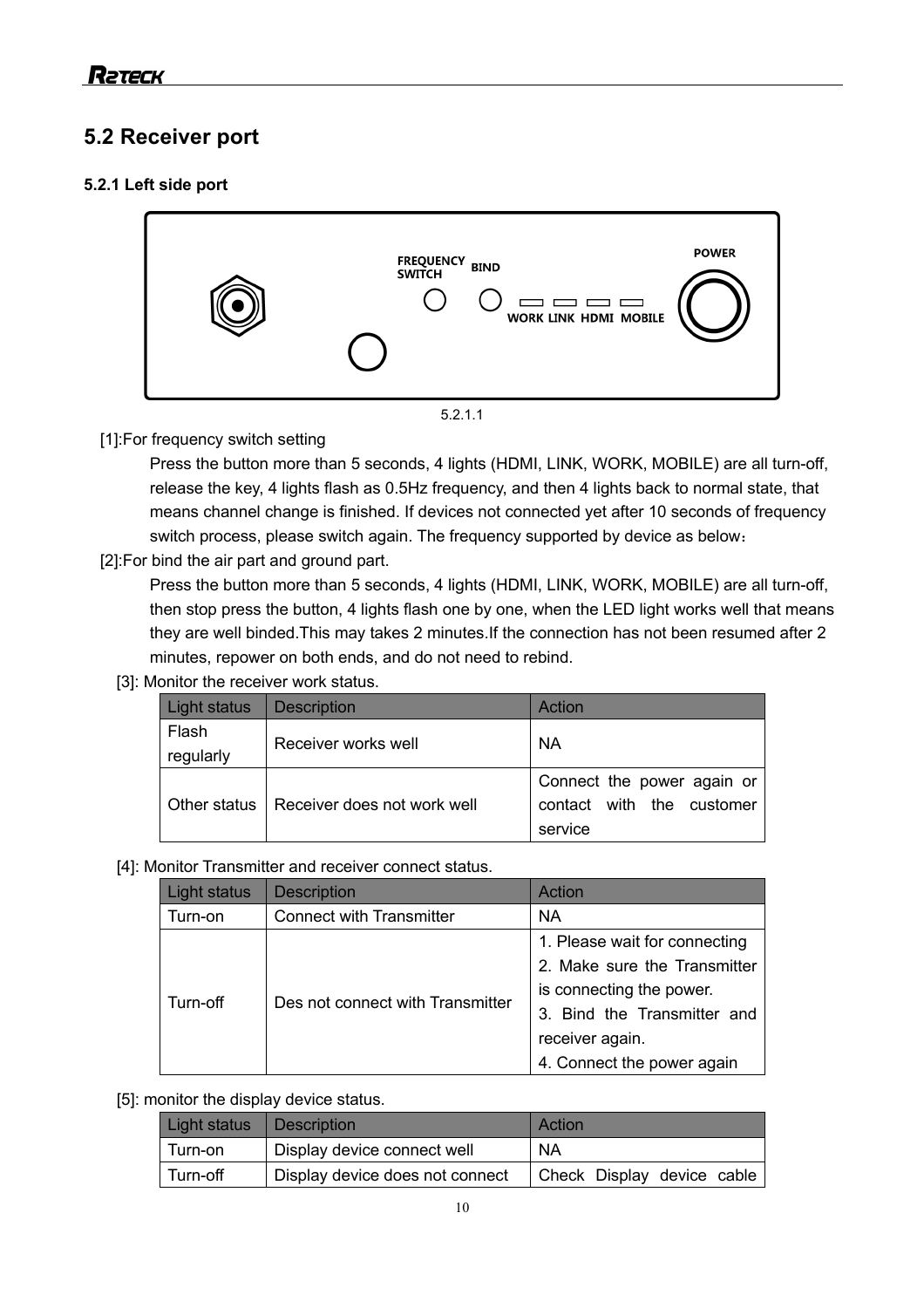## 5.2 Receiver port

### 5.2.1 Left side port

FREQUENCY SWITCH BIND POWER

WORK LINK HDMI MOBILE

5.2.1.1

[1]:For frequency switch setting

Press the button more than 5 seconds, 4 lights (HDMI, LINK, WORK, MOBILE) are all turn-off, release the key, 4 lights flash as 0.5Hz frequency, and then 4 lights back to normal state, that means channel change is finished. If devices not connected yet after 10 seconds of frequency switch process, please switch again. The frequency supported by device as below：

[2]:For bind the air part and ground part.

Press the button more than 5 seconds, 4 lights (HDMI, LINK, WORK, MOBILE) are all turn-off, then stop press the button, 4 lights flash one by one, when the LED light works well that means they are well binded.This may takes 2 minutes.If the connection has not been resumed after 2 minutes, repower on both ends, and do not need to rebind.

[3]: Monitor the receiver work status.

| Light status | Description | Action |
|---|---|---|
| Flash regularly | Receiver works well | NA |
| Other status | Receiver does not work well | Connect the power again or contact with the customer service |

[4]: Monitor Transmitter and receiver connect status.

| Light status | Description | Action |
|---|---|---|
| Turn-on | Connect with Transmitter | NA |
| Turn-off | Des not connect with Transmitter | 1. Please wait for connecting<br>2. Make sure the Transmitter is connecting the power.<br>3. Bind the Transmitter and receiver again.<br>4. Connect the power again |

[5]: monitor the display device status.

| Light status | Description | Action |
|---|---|---|
| Turn-on | Display device connect well | NA |
| Turn-off | Display device does not connect | Check Display device cable |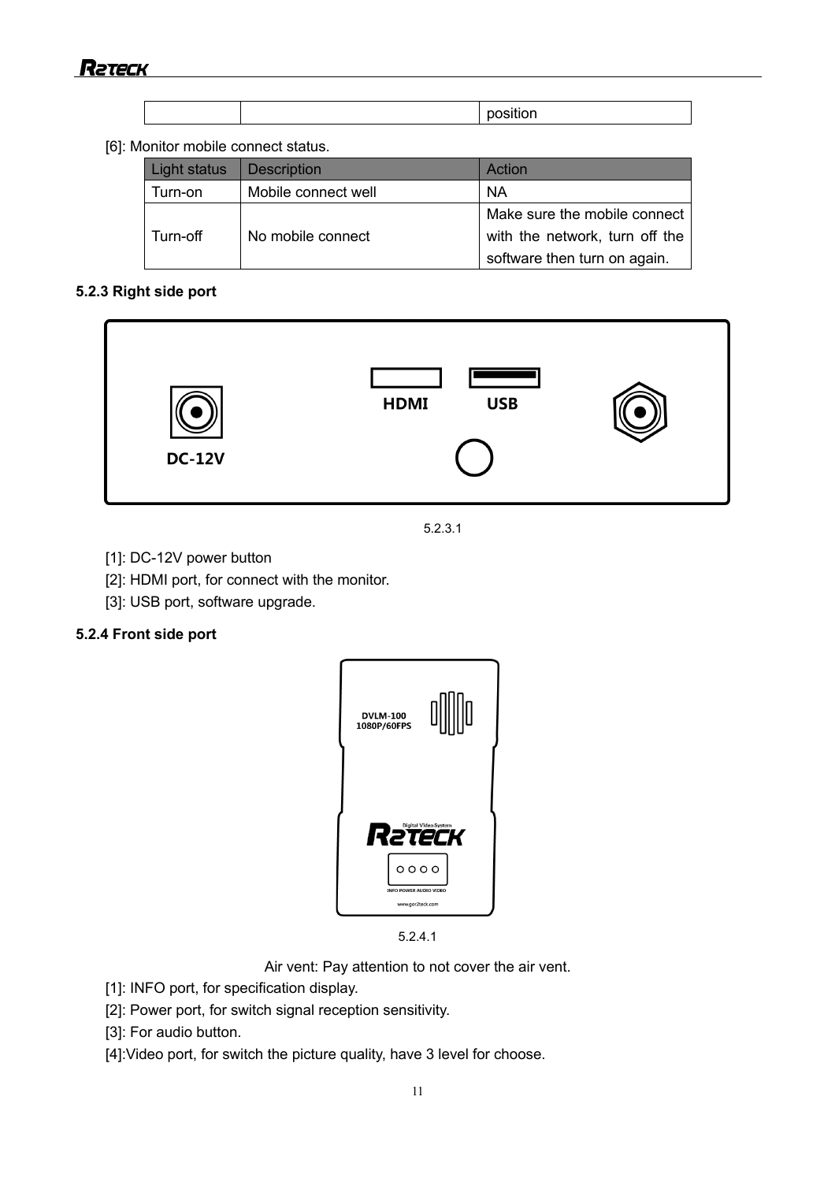| | | position |
|---|---|---|

[6]: Monitor mobile connect status.

| Light status | Description | Action |
|---|---|---|
| Turn-on | Mobile connect well | NA |
| Turn-off | No mobile connect | Make sure the mobile connect with the network, turn off the software then turn on again. |

**5.2.3 Right side port**

5.2.3.1

[1]: DC-12V power button

[2]: HDMI port, for connect with the monitor.

[3]: USB port, software upgrade.

**5.2.4 Front side port**

5.2.4.1

Air vent: Pay attention to not cover the air vent.

[1]: INFO port, for specification display.

[2]: Power port, for switch signal reception sensitivity.

[3]: For audio button.

[4]:Video port, for switch the picture quality, have 3 level for choose.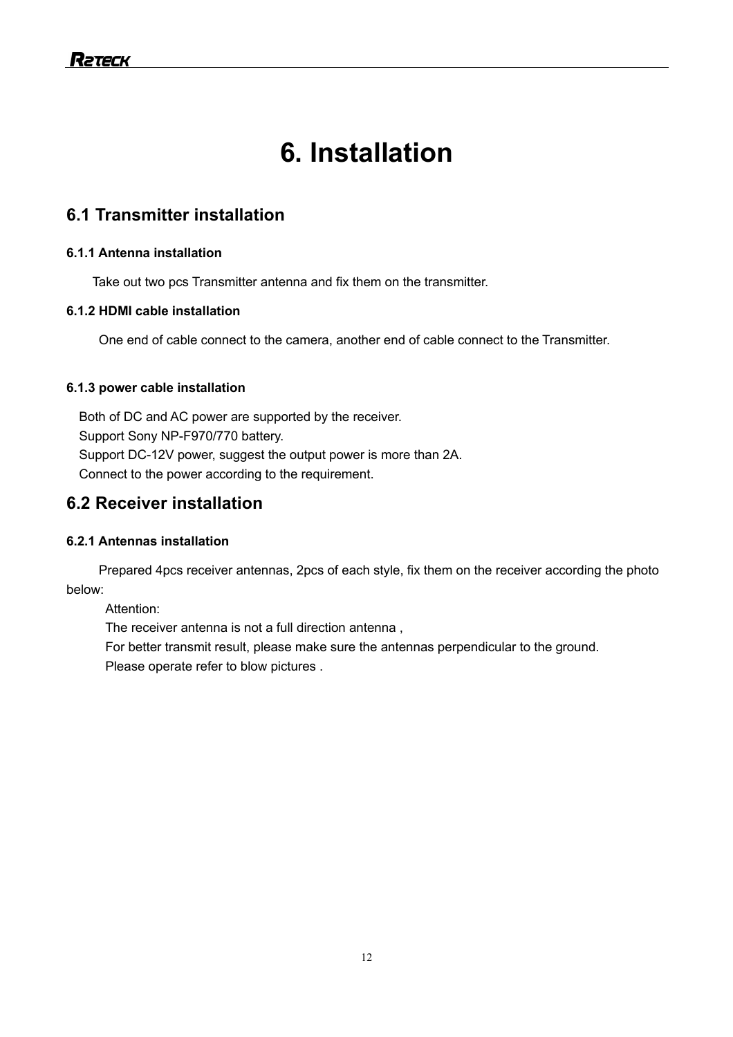# 6. Installation

## 6.1 Transmitter installation

### 6.1.1 Antenna installation

Take out two pcs Transmitter antenna and fix them on the transmitter.

### 6.1.2 HDMI cable installation

One end of cable connect to the camera, another end of cable connect to the Transmitter.

### 6.1.3 power cable installation

Both of DC and AC power are supported by the receiver.
Support Sony NP-F970/770 battery.
Support DC-12V power, suggest the output power is more than 2A.
Connect to the power according to the requirement.

## 6.2 Receiver installation

### 6.2.1 Antennas installation

Prepared 4pcs receiver antennas, 2pcs of each style, fix them on the receiver according the photo below:

Attention:
The receiver antenna is not a full direction antenna ,
For better transmit result, please make sure the antennas perpendicular to the ground.
Please operate refer to blow pictures .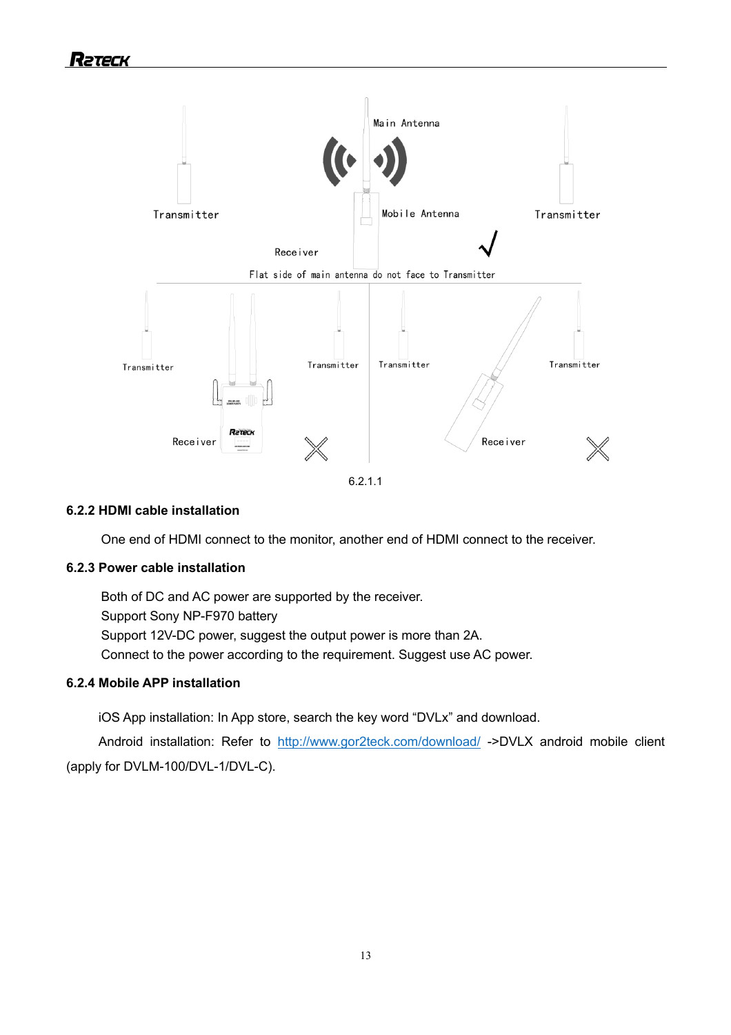Flat side of main antenna do not face to Transmitter

6.2.1.1

### 6.2.2 HDMI cable installation

One end of HDMI connect to the monitor, another end of HDMI connect to the receiver.

### 6.2.3 Power cable installation

Both of DC and AC power are supported by the receiver.
Support Sony NP-F970 battery
Support 12V-DC power, suggest the output power is more than 2A.
Connect to the power according to the requirement. Suggest use AC power.

### 6.2.4 Mobile APP installation

iOS App installation: In App store, search the key word “DVLx” and download.

Android installation: Refer to http://www.gor2teck.com/download/ ->DVLX android mobile client (apply for DVLM-100/DVL-1/DVL-C).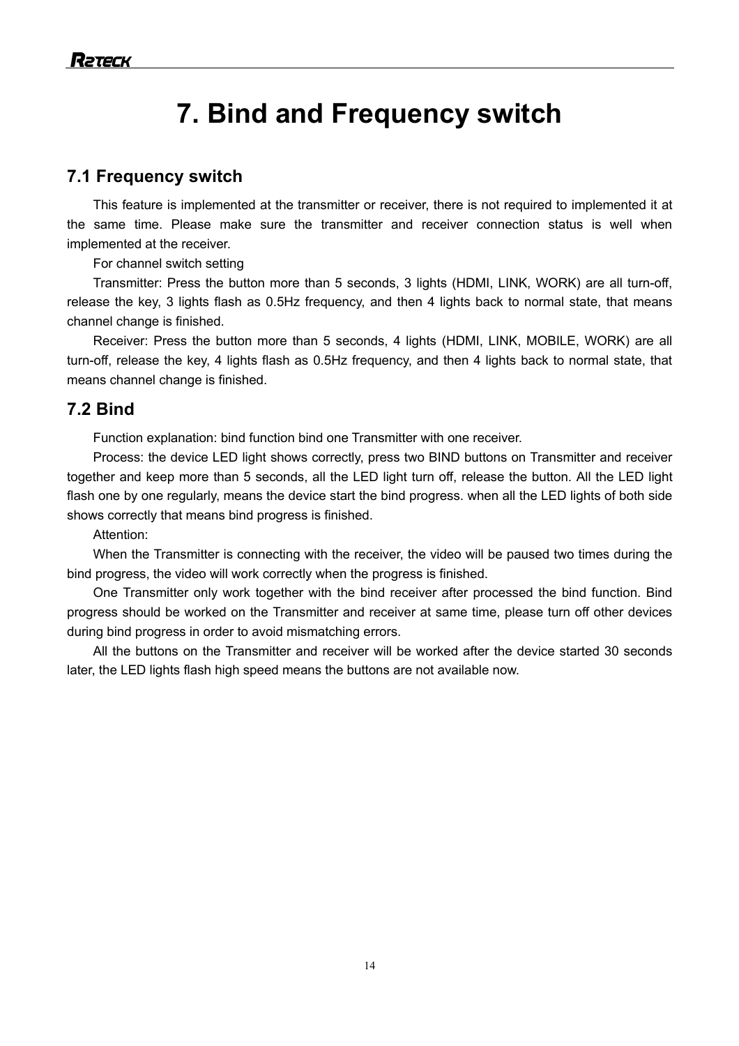# 7. Bind and Frequency switch

## 7.1 Frequency switch

This feature is implemented at the transmitter or receiver, there is not required to implemented it at the same time. Please make sure the transmitter and receiver connection status is well when implemented at the receiver.

For channel switch setting

Transmitter: Press the button more than 5 seconds, 3 lights (HDMI, LINK, WORK) are all turn-off, release the key, 3 lights flash as 0.5Hz frequency, and then 4 lights back to normal state, that means channel change is finished.

Receiver: Press the button more than 5 seconds, 4 lights (HDMI, LINK, MOBILE, WORK) are all turn-off, release the key, 4 lights flash as 0.5Hz frequency, and then 4 lights back to normal state, that means channel change is finished.

## 7.2 Bind

Function explanation: bind function bind one Transmitter with one receiver.

Process: the device LED light shows correctly, press two BIND buttons on Transmitter and receiver together and keep more than 5 seconds, all the LED light turn off, release the button. All the LED light flash one by one regularly, means the device start the bind progress. when all the LED lights of both side shows correctly that means bind progress is finished.

Attention:

When the Transmitter is connecting with the receiver, the video will be paused two times during the bind progress, the video will work correctly when the progress is finished.

One Transmitter only work together with the bind receiver after processed the bind function. Bind progress should be worked on the Transmitter and receiver at same time, please turn off other devices during bind progress in order to avoid mismatching errors.

All the buttons on the Transmitter and receiver will be worked after the device started 30 seconds later, the LED lights flash high speed means the buttons are not available now.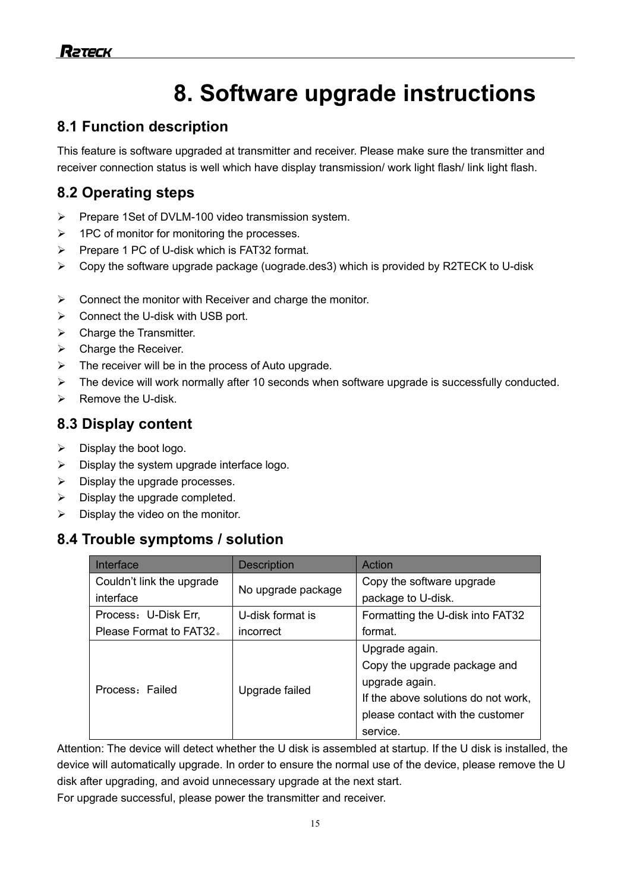// 8. Software upgrade instructions

## 8.1 Function description

This feature is software upgraded at transmitter and receiver. Please make sure the transmitter and receiver connection status is well which have display transmission/ work light flash/ link light flash.

## 8.2 Operating steps

- Prepare 1Set of DVLM-100 video transmission system.
- 1PC of monitor for monitoring the processes.
- Prepare 1 PC of U-disk which is FAT32 format.
- Copy the software upgrade package (uograde.des3) which is provided by R2TECK to U-disk

- Connect the monitor with Receiver and charge the monitor.
- Connect the U-disk with USB port.
- Charge the Transmitter.
- Charge the Receiver.
- The receiver will be in the process of Auto upgrade.
- The device will work normally after 10 seconds when software upgrade is successfully conducted.
- Remove the U-disk.

## 8.3 Display content

- Display the boot logo.
- Display the system upgrade interface logo.
- Display the upgrade processes.
- Display the upgrade completed.
- Display the video on the monitor.

## 8.4 Trouble symptoms / solution

| Interface | Description | Action |
| --- | --- | --- |
| Couldn't link the upgrade interface | No upgrade package | Copy the software upgrade package to U-disk. |
| Process：U-Disk Err, Please Format to FAT32。 | U-disk format is incorrect | Formatting the U-disk into FAT32 format. |
| Process：Failed | Upgrade failed | Upgrade again.<br>Copy the upgrade package and upgrade again.<br>If the above solutions do not work, please contact with the customer service. |

Attention: The device will detect whether the U disk is assembled at startup. If the U disk is installed, the device will automatically upgrade. In order to ensure the normal use of the device, please remove the U disk after upgrading, and avoid unnecessary upgrade at the next start.
For upgrade successful, please power the transmitter and receiver.

# 8. Software upgrade instructions

## 8.1 Function description

This feature is software upgraded at transmitter and receiver. Please make sure the transmitter and receiver connection status is well which have display transmission/ work light flash/ link light flash.

## 8.2 Operating steps

- Prepare 1Set of DVLM-100 video transmission system.
- 1PC of monitor for monitoring the processes.
- Prepare 1 PC of U-disk which is FAT32 format.
- Copy the software upgrade package (uograde.des3) which is provided by R2TECK to U-disk

- Connect the monitor with Receiver and charge the monitor.
- Connect the U-disk with USB port.
- Charge the Transmitter.
- Charge the Receiver.
- The receiver will be in the process of Auto upgrade.
- The device will work normally after 10 seconds when software upgrade is successfully conducted.
- Remove the U-disk.

## 8.3 Display content

- Display the boot logo.
- Display the system upgrade interface logo.
- Display the upgrade processes.
- Display the upgrade completed.
- Display the video on the monitor.

## 8.4 Trouble symptoms / solution

| Interface | Description | Action |
| --- | --- | --- |
| Couldn't link the upgrade interface | No upgrade package | Copy the software upgrade package to U-disk. |
| Process：U-Disk Err, Please Format to FAT32。 | U-disk format is incorrect | Formatting the U-disk into FAT32 format. |
| Process：Failed | Upgrade failed | Upgrade again.<br>Copy the upgrade package and upgrade again.<br>If the above solutions do not work, please contact with the customer service. |

Attention: The device will detect whether the U disk is assembled at startup. If the U disk is installed, the device will automatically upgrade. In order to ensure the normal use of the device, please remove the U disk after upgrading, and avoid unnecessary upgrade at the next start.
For upgrade successful, please power the transmitter and receiver.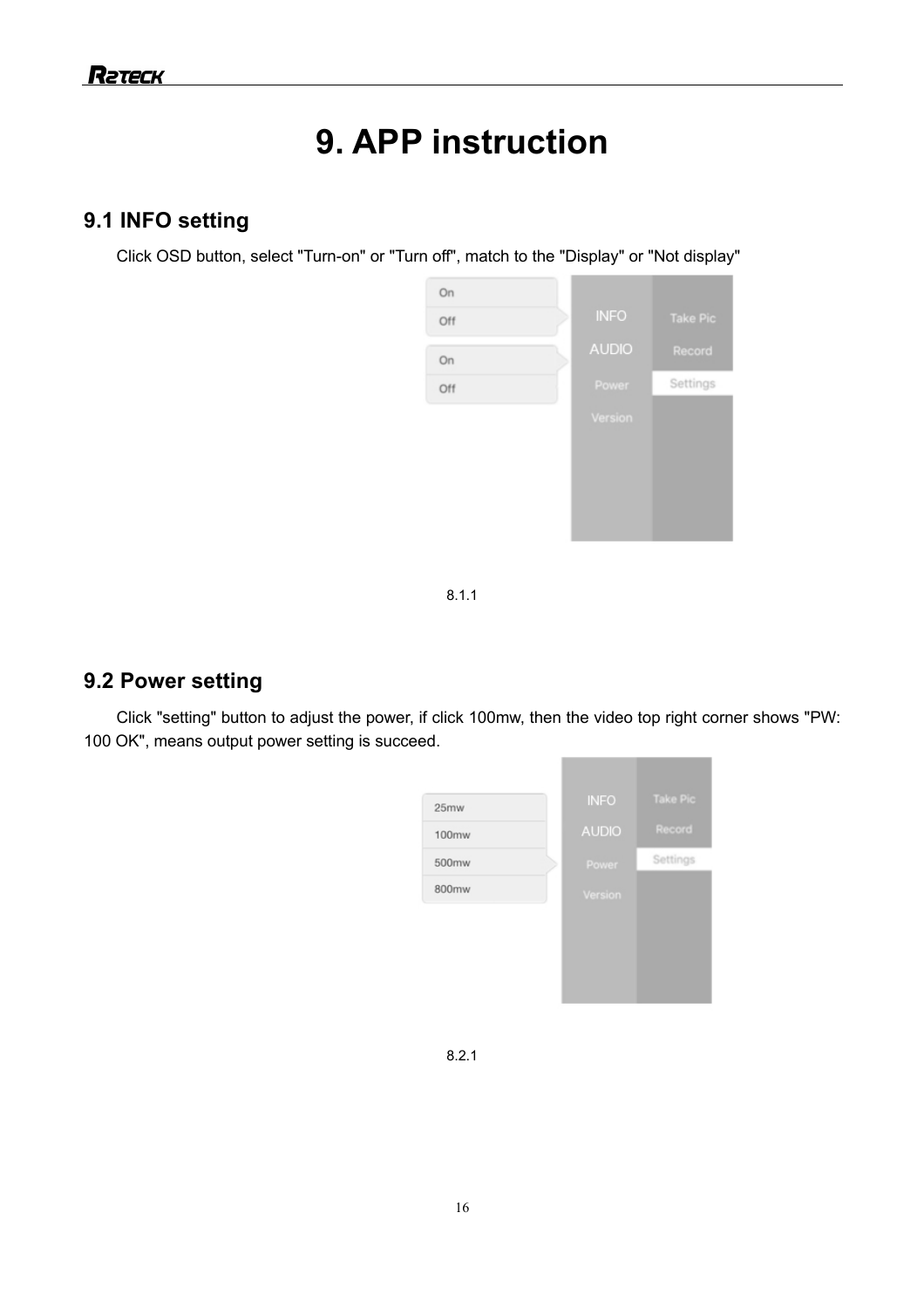# 9. APP instruction

## 9.1 INFO setting

Click OSD button, select "Turn-on" or "Turn off", match to the "Display" or "Not display"

8.1.1

## 9.2 Power setting

Click "setting" button to adjust the power, if click 100mw, then the video top right corner shows "PW: 100 OK", means output power setting is succeed.

8.2.1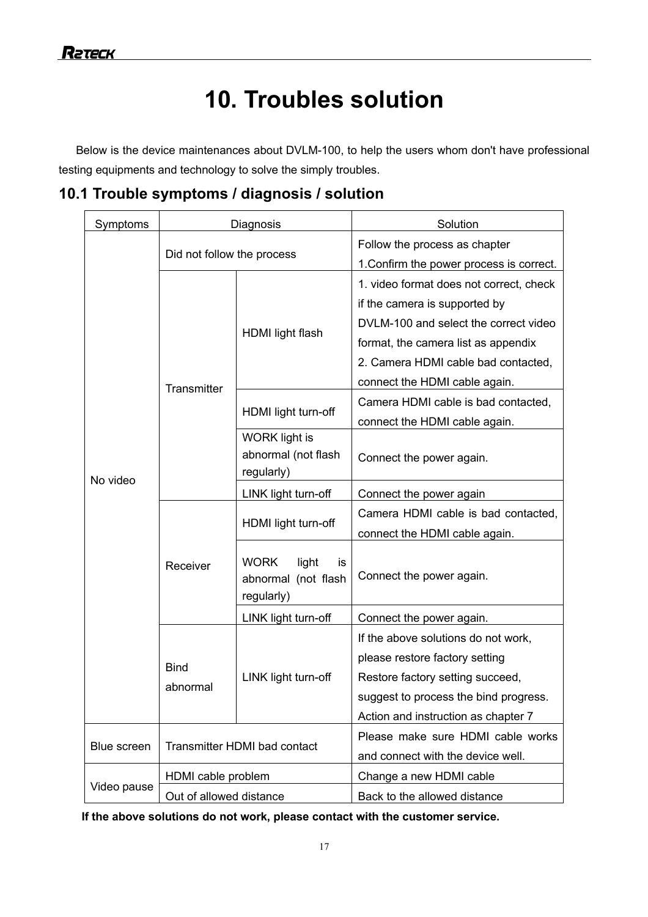# 10. Troubles solution

Below is the device maintenances about DVLM-100, to help the users whom don't have professional testing equipments and technology to solve the simply troubles.

## 10.1 Trouble symptoms / diagnosis / solution

| Symptoms | Diagnosis | | Solution |
|---|---|---|---|
| No video | Did not follow the process | | Follow the process as chapter 1.Confirm the power process is correct. |
| | Transmitter | HDMI light flash | 1. video format does not correct, check if the camera is supported by DVLM-100 and select the correct video format, the camera list as appendix<br>2. Camera HDMI cable bad contacted, connect the HDMI cable again. |
| | | HDMI light turn-off | Camera HDMI cable is bad contacted, connect the HDMI cable again. |
| | | WORK light is abnormal (not flash regularly) | Connect the power again. |
| | | LINK light turn-off | Connect the power again |
| | Receiver | HDMI light turn-off | Camera HDMI cable is bad contacted, connect the HDMI cable again. |
| | | WORK light is abnormal (not flash regularly) | Connect the power again. |
| | | LINK light turn-off | Connect the power again. |
| | Bind abnormal | LINK light turn-off | If the above solutions do not work, please restore factory setting<br>Restore factory setting succeed, suggest to process the bind progress. Action and instruction as chapter 7 |
| Blue screen | Transmitter HDMI bad contact | | Please make sure HDMI cable works and connect with the device well. |
| Video pause | HDMI cable problem | | Change a new HDMI cable |
| | Out of allowed distance | | Back to the allowed distance |

**If the above solutions do not work, please contact with the customer service.**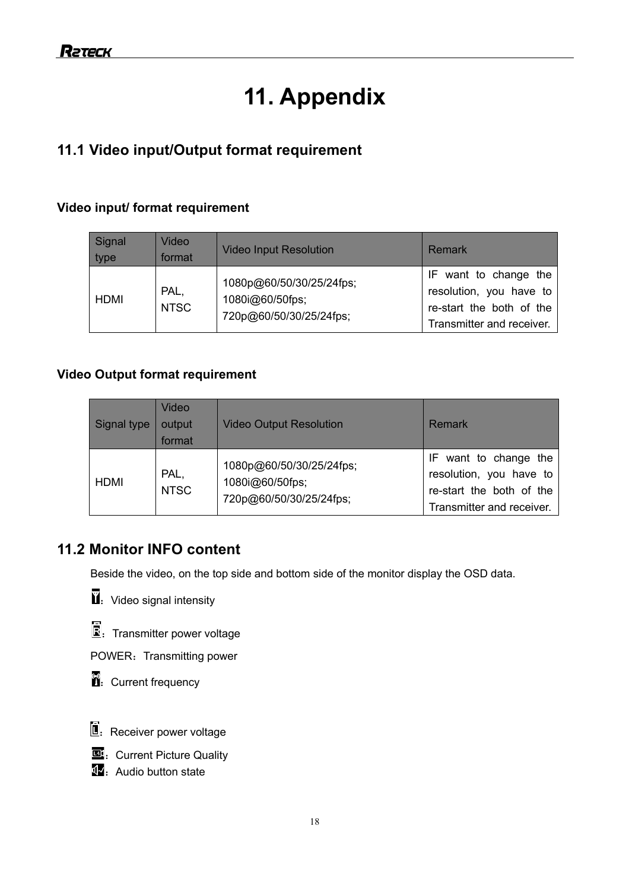# 11. Appendix

## 11.1 Video input/Output format requirement

**Video input/ format requirement**

| Signal type | Video format | Video Input Resolution | Remark |
|---|---|---|---|
| HDMI | PAL, NTSC | 1080p@60/50/30/25/24fps;<br>1080i@60/50fps;<br>720p@60/50/30/25/24fps; | IF want to change the resolution, you have to re-start the both of the Transmitter and receiver. |

**Video Output format requirement**

| Signal type | Video output format | Video Output Resolution | Remark |
|---|---|---|---|
| HDMI | PAL, NTSC | 1080p@60/50/30/25/24fps;<br>1080i@60/50fps;<br>720p@60/50/30/25/24fps; | IF want to change the resolution, you have to re-start the both of the Transmitter and receiver. |

## 11.2 Monitor INFO content

Beside the video, on the top side and bottom side of the monitor display the OSD data.

：Video signal intensity

：Transmitter power voltage

POWER：Transmitting power

：Current frequency

：Receiver power voltage

：Current Picture Quality

：Audio button state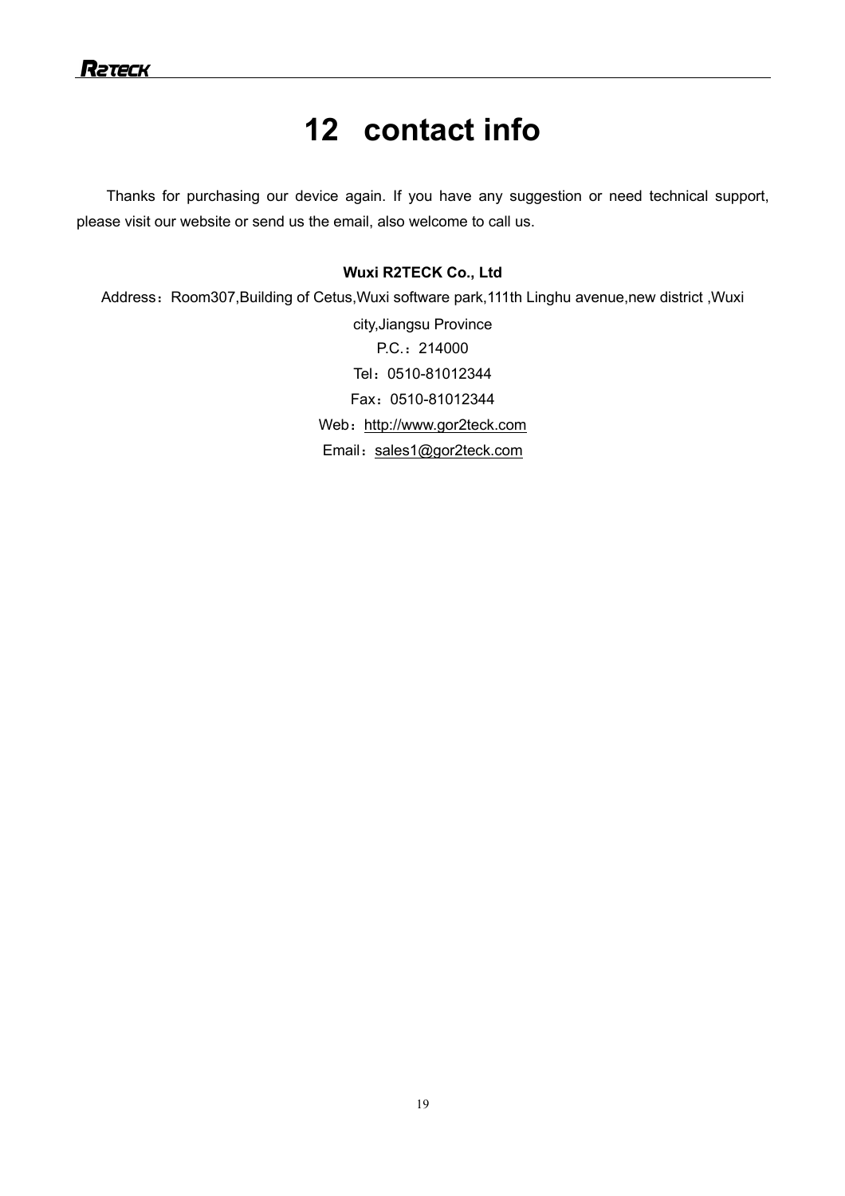# 12 contact info

Thanks for purchasing our device again. If you have any suggestion or need technical support, please visit our website or send us the email, also welcome to call us.

**Wuxi R2TECK Co., Ltd**

Address：Room307,Building of Cetus,Wuxi software park,111th Linghu avenue,new district ,Wuxi city,Jiangsu Province

P.C.：214000

Tel：0510-81012344

Fax：0510-81012344

Web：http://www.gor2teck.com

Email：sales1@gor2teck.com